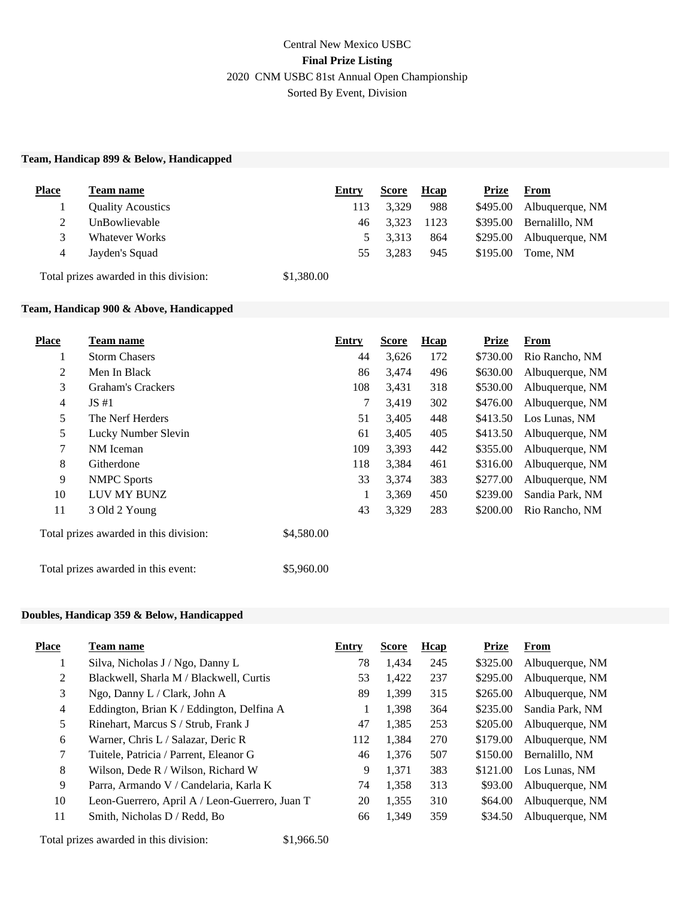Central New Mexico USBC

**Final Prize Listing**

2020 CNM USBC 81st Annual Open Championship

Sorted By Event, Division

### Team, Handicap 899 & Below, Handicapped

| Place | Team name | Entry | Score | Hcap | Prize | From |
|---|---|---|---|---|---|---|
| 1 | Quality Acoustics | 113 | 3,329 | 988 | $495.00 | Albuquerque, NM |
| 2 | UnBowlievable | 46 | 3,323 | 1123 | $395.00 | Bernalillo, NM |
| 3 | Whatever Works | 5 | 3,313 | 864 | $295.00 | Albuquerque, NM |
| 4 | Jayden's Squad | 55 | 3,283 | 945 | $195.00 | Tome, NM |

Total prizes awarded in this division: $1,380.00

### Team, Handicap 900 & Above, Handicapped

| Place | Team name | Entry | Score | Hcap | Prize | From |
|---|---|---|---|---|---|---|
| 1 | Storm Chasers | 44 | 3,626 | 172 | $730.00 | Rio Rancho, NM |
| 2 | Men In Black | 86 | 3,474 | 496 | $630.00 | Albuquerque, NM |
| 3 | Graham's Crackers | 108 | 3,431 | 318 | $530.00 | Albuquerque, NM |
| 4 | JS #1 | 7 | 3,419 | 302 | $476.00 | Albuquerque, NM |
| 5 | The Nerf Herders | 51 | 3,405 | 448 | $413.50 | Los Lunas, NM |
| 5 | Lucky Number Slevin | 61 | 3,405 | 405 | $413.50 | Albuquerque, NM |
| 7 | NM Iceman | 109 | 3,393 | 442 | $355.00 | Albuquerque, NM |
| 8 | Githerdone | 118 | 3,384 | 461 | $316.00 | Albuquerque, NM |
| 9 | NMPC Sports | 33 | 3,374 | 383 | $277.00 | Albuquerque, NM |
| 10 | LUV MY BUNZ | 1 | 3,369 | 450 | $239.00 | Sandia Park, NM |
| 11 | 3 Old 2 Young | 43 | 3,329 | 283 | $200.00 | Rio Rancho, NM |

Total prizes awarded in this division: $4,580.00

Total prizes awarded in this event: $5,960.00

### Doubles, Handicap 359 & Below, Handicapped

| Place | Team name | Entry | Score | Hcap | Prize | From |
|---|---|---|---|---|---|---|
| 1 | Silva, Nicholas J / Ngo, Danny L | 78 | 1,434 | 245 | $325.00 | Albuquerque, NM |
| 2 | Blackwell, Sharla M / Blackwell, Curtis | 53 | 1,422 | 237 | $295.00 | Albuquerque, NM |
| 3 | Ngo, Danny L / Clark, John A | 89 | 1,399 | 315 | $265.00 | Albuquerque, NM |
| 4 | Eddington, Brian K / Eddington, Delfina A | 1 | 1,398 | 364 | $235.00 | Sandia Park, NM |
| 5 | Rinehart, Marcus S / Strub, Frank J | 47 | 1,385 | 253 | $205.00 | Albuquerque, NM |
| 6 | Warner, Chris L / Salazar, Deric R | 112 | 1,384 | 270 | $179.00 | Albuquerque, NM |
| 7 | Tuitele, Patricia / Parrent, Eleanor G | 46 | 1,376 | 507 | $150.00 | Bernalillo, NM |
| 8 | Wilson, Dede R / Wilson, Richard W | 9 | 1,371 | 383 | $121.00 | Los Lunas, NM |
| 9 | Parra, Armando V / Candelaria, Karla K | 74 | 1,358 | 313 | $93.00 | Albuquerque, NM |
| 10 | Leon-Guerrero, April A / Leon-Guerrero, Juan T | 20 | 1,355 | 310 | $64.00 | Albuquerque, NM |
| 11 | Smith, Nicholas D / Redd, Bo | 66 | 1,349 | 359 | $34.50 | Albuquerque, NM |

Total prizes awarded in this division: $1,966.50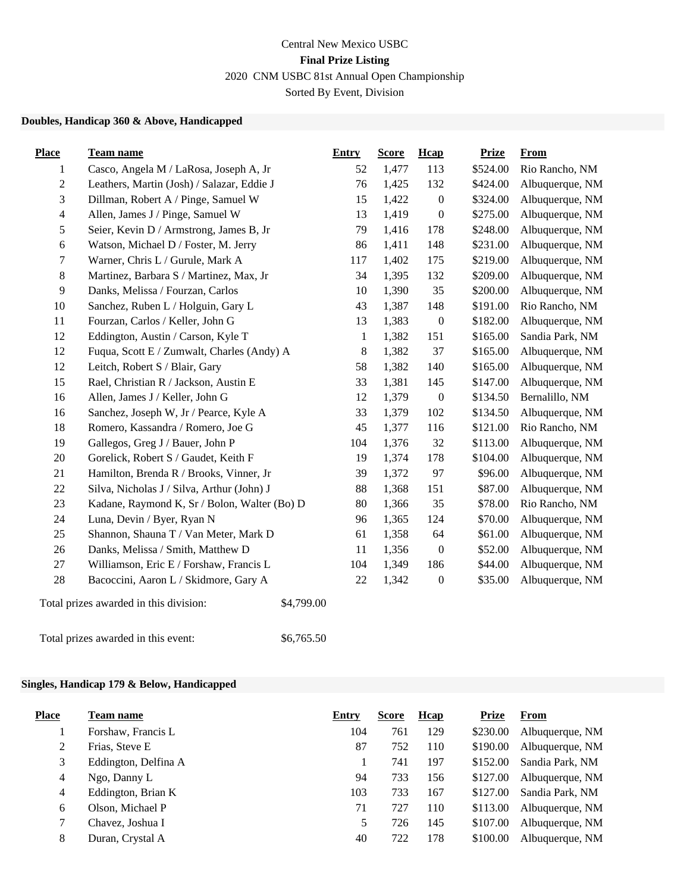Central New Mexico USBC

**Final Prize Listing**

2020 CNM USBC 81st Annual Open Championship

Sorted By Event, Division

### Doubles, Handicap 360 & Above, Handicapped

| Place | Team name | Entry | Score | Hcap | Prize | From |
|---|---|---|---|---|---|---|
| 1 | Casco, Angela M / LaRosa, Joseph A, Jr | 52 | 1,477 | 113 | $524.00 | Rio Rancho, NM |
| 2 | Leathers, Martin (Josh) / Salazar, Eddie J | 76 | 1,425 | 132 | $424.00 | Albuquerque, NM |
| 3 | Dillman, Robert A / Pinge, Samuel W | 15 | 1,422 | 0 | $324.00 | Albuquerque, NM |
| 4 | Allen, James J / Pinge, Samuel W | 13 | 1,419 | 0 | $275.00 | Albuquerque, NM |
| 5 | Seier, Kevin D / Armstrong, James B, Jr | 79 | 1,416 | 178 | $248.00 | Albuquerque, NM |
| 6 | Watson, Michael D / Foster, M. Jerry | 86 | 1,411 | 148 | $231.00 | Albuquerque, NM |
| 7 | Warner, Chris L / Gurule, Mark A | 117 | 1,402 | 175 | $219.00 | Albuquerque, NM |
| 8 | Martinez, Barbara S / Martinez, Max, Jr | 34 | 1,395 | 132 | $209.00 | Albuquerque, NM |
| 9 | Danks, Melissa / Fourzan, Carlos | 10 | 1,390 | 35 | $200.00 | Albuquerque, NM |
| 10 | Sanchez, Ruben L / Holguin, Gary L | 43 | 1,387 | 148 | $191.00 | Rio Rancho, NM |
| 11 | Fourzan, Carlos / Keller, John G | 13 | 1,383 | 0 | $182.00 | Albuquerque, NM |
| 12 | Eddington, Austin / Carson, Kyle T | 1 | 1,382 | 151 | $165.00 | Sandia Park, NM |
| 12 | Fuqua, Scott E / Zumwalt, Charles (Andy) A | 8 | 1,382 | 37 | $165.00 | Albuquerque, NM |
| 12 | Leitch, Robert S / Blair, Gary | 58 | 1,382 | 140 | $165.00 | Albuquerque, NM |
| 15 | Rael, Christian R / Jackson, Austin E | 33 | 1,381 | 145 | $147.00 | Albuquerque, NM |
| 16 | Allen, James J / Keller, John G | 12 | 1,379 | 0 | $134.50 | Bernalillo, NM |
| 16 | Sanchez, Joseph W, Jr / Pearce, Kyle A | 33 | 1,379 | 102 | $134.50 | Albuquerque, NM |
| 18 | Romero, Kassandra / Romero, Joe G | 45 | 1,377 | 116 | $121.00 | Rio Rancho, NM |
| 19 | Gallegos, Greg J / Bauer, John P | 104 | 1,376 | 32 | $113.00 | Albuquerque, NM |
| 20 | Gorelick, Robert S / Gaudet, Keith F | 19 | 1,374 | 178 | $104.00 | Albuquerque, NM |
| 21 | Hamilton, Brenda R / Brooks, Vinner, Jr | 39 | 1,372 | 97 | $96.00 | Albuquerque, NM |
| 22 | Silva, Nicholas J / Silva, Arthur (John) J | 88 | 1,368 | 151 | $87.00 | Albuquerque, NM |
| 23 | Kadane, Raymond K, Sr / Bolon, Walter (Bo) D | 80 | 1,366 | 35 | $78.00 | Rio Rancho, NM |
| 24 | Luna, Devin / Byer, Ryan N | 96 | 1,365 | 124 | $70.00 | Albuquerque, NM |
| 25 | Shannon, Shauna T / Van Meter, Mark D | 61 | 1,358 | 64 | $61.00 | Albuquerque, NM |
| 26 | Danks, Melissa / Smith, Matthew D | 11 | 1,356 | 0 | $52.00 | Albuquerque, NM |
| 27 | Williamson, Eric E / Forshaw, Francis L | 104 | 1,349 | 186 | $44.00 | Albuquerque, NM |
| 28 | Bacoccini, Aaron L / Skidmore, Gary A | 22 | 1,342 | 0 | $35.00 | Albuquerque, NM |

Total prizes awarded in this division: $4,799.00

Total prizes awarded in this event: $6,765.50

### Singles, Handicap 179 & Below, Handicapped

| Place | Team name | Entry | Score | Hcap | Prize | From |
|---|---|---|---|---|---|---|
| 1 | Forshaw, Francis L | 104 | 761 | 129 | $230.00 | Albuquerque, NM |
| 2 | Frias, Steve E | 87 | 752 | 110 | $190.00 | Albuquerque, NM |
| 3 | Eddington, Delfina A | 1 | 741 | 197 | $152.00 | Sandia Park, NM |
| 4 | Ngo, Danny L | 94 | 733 | 156 | $127.00 | Albuquerque, NM |
| 4 | Eddington, Brian K | 103 | 733 | 167 | $127.00 | Sandia Park, NM |
| 6 | Olson, Michael P | 71 | 727 | 110 | $113.00 | Albuquerque, NM |
| 7 | Chavez, Joshua I | 5 | 726 | 145 | $107.00 | Albuquerque, NM |
| 8 | Duran, Crystal A | 40 | 722 | 178 | $100.00 | Albuquerque, NM |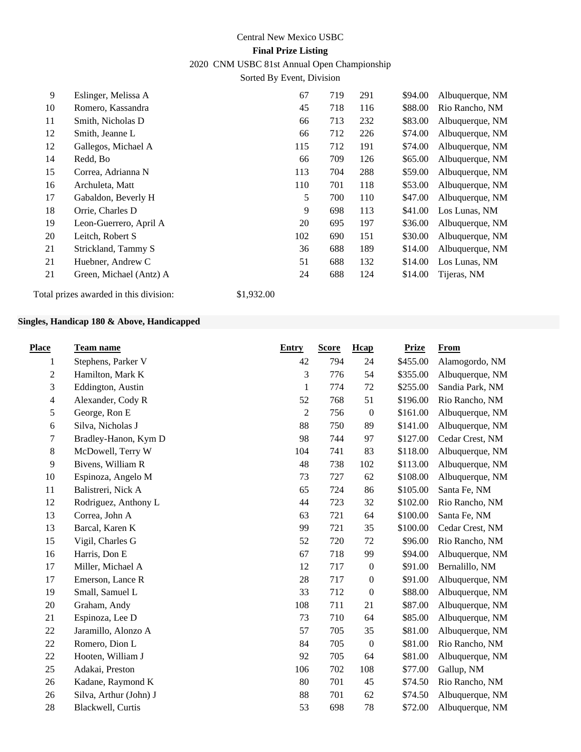Central New Mexico USBC

**Final Prize Listing**

2020 CNM USBC 81st Annual Open Championship

Sorted By Event, Division

| Place | Team name | Entry | Score | Hcap | Prize | From |
|---|---|---|---|---|---|---|
| 9 | Eslinger, Melissa A | 67 | 719 | 291 | $94.00 | Albuquerque, NM |
| 10 | Romero, Kassandra | 45 | 718 | 116 | $88.00 | Rio Rancho, NM |
| 11 | Smith, Nicholas D | 66 | 713 | 232 | $83.00 | Albuquerque, NM |
| 12 | Smith, Jeanne L | 66 | 712 | 226 | $74.00 | Albuquerque, NM |
| 12 | Gallegos, Michael A | 115 | 712 | 191 | $74.00 | Albuquerque, NM |
| 14 | Redd, Bo | 66 | 709 | 126 | $65.00 | Albuquerque, NM |
| 15 | Correa, Adrianna N | 113 | 704 | 288 | $59.00 | Albuquerque, NM |
| 16 | Archuleta, Matt | 110 | 701 | 118 | $53.00 | Albuquerque, NM |
| 17 | Gabaldon, Beverly H | 5 | 700 | 110 | $47.00 | Albuquerque, NM |
| 18 | Orrie, Charles D | 9 | 698 | 113 | $41.00 | Los Lunas, NM |
| 19 | Leon-Guerrero, April A | 20 | 695 | 197 | $36.00 | Albuquerque, NM |
| 20 | Leitch, Robert S | 102 | 690 | 151 | $30.00 | Albuquerque, NM |
| 21 | Strickland, Tammy S | 36 | 688 | 189 | $14.00 | Albuquerque, NM |
| 21 | Huebner, Andrew C | 51 | 688 | 132 | $14.00 | Los Lunas, NM |
| 21 | Green, Michael (Antz) A | 24 | 688 | 124 | $14.00 | Tijeras, NM |

Total prizes awarded in this division: $1,932.00

**Singles, Handicap 180 & Above, Handicapped**

| Place | Team name | Entry | Score | Hcap | Prize | From |
|---|---|---|---|---|---|---|
| 1 | Stephens, Parker V | 42 | 794 | 24 | $455.00 | Alamogordo, NM |
| 2 | Hamilton, Mark K | 3 | 776 | 54 | $355.00 | Albuquerque, NM |
| 3 | Eddington, Austin | 1 | 774 | 72 | $255.00 | Sandia Park, NM |
| 4 | Alexander, Cody R | 52 | 768 | 51 | $196.00 | Rio Rancho, NM |
| 5 | George, Ron E | 2 | 756 | 0 | $161.00 | Albuquerque, NM |
| 6 | Silva, Nicholas J | 88 | 750 | 89 | $141.00 | Albuquerque, NM |
| 7 | Bradley-Hanon, Kym D | 98 | 744 | 97 | $127.00 | Cedar Crest, NM |
| 8 | McDowell, Terry W | 104 | 741 | 83 | $118.00 | Albuquerque, NM |
| 9 | Bivens, William R | 48 | 738 | 102 | $113.00 | Albuquerque, NM |
| 10 | Espinoza, Angelo M | 73 | 727 | 62 | $108.00 | Albuquerque, NM |
| 11 | Balistreri, Nick A | 65 | 724 | 86 | $105.00 | Santa Fe, NM |
| 12 | Rodriguez, Anthony L | 44 | 723 | 32 | $102.00 | Rio Rancho, NM |
| 13 | Correa, John A | 63 | 721 | 64 | $100.00 | Santa Fe, NM |
| 13 | Barcal, Karen K | 99 | 721 | 35 | $100.00 | Cedar Crest, NM |
| 15 | Vigil, Charles G | 52 | 720 | 72 | $96.00 | Rio Rancho, NM |
| 16 | Harris, Don E | 67 | 718 | 99 | $94.00 | Albuquerque, NM |
| 17 | Miller, Michael A | 12 | 717 | 0 | $91.00 | Bernalillo, NM |
| 17 | Emerson, Lance R | 28 | 717 | 0 | $91.00 | Albuquerque, NM |
| 19 | Small, Samuel L | 33 | 712 | 0 | $88.00 | Albuquerque, NM |
| 20 | Graham, Andy | 108 | 711 | 21 | $87.00 | Albuquerque, NM |
| 21 | Espinoza, Lee D | 73 | 710 | 64 | $85.00 | Albuquerque, NM |
| 22 | Jaramillo, Alonzo A | 57 | 705 | 35 | $81.00 | Albuquerque, NM |
| 22 | Romero, Dion L | 84 | 705 | 0 | $81.00 | Rio Rancho, NM |
| 22 | Hooten, William J | 92 | 705 | 64 | $81.00 | Albuquerque, NM |
| 25 | Adakai, Preston | 106 | 702 | 108 | $77.00 | Gallup, NM |
| 26 | Kadane, Raymond K | 80 | 701 | 45 | $74.50 | Rio Rancho, NM |
| 26 | Silva, Arthur (John) J | 88 | 701 | 62 | $74.50 | Albuquerque, NM |
| 28 | Blackwell, Curtis | 53 | 698 | 78 | $72.00 | Albuquerque, NM |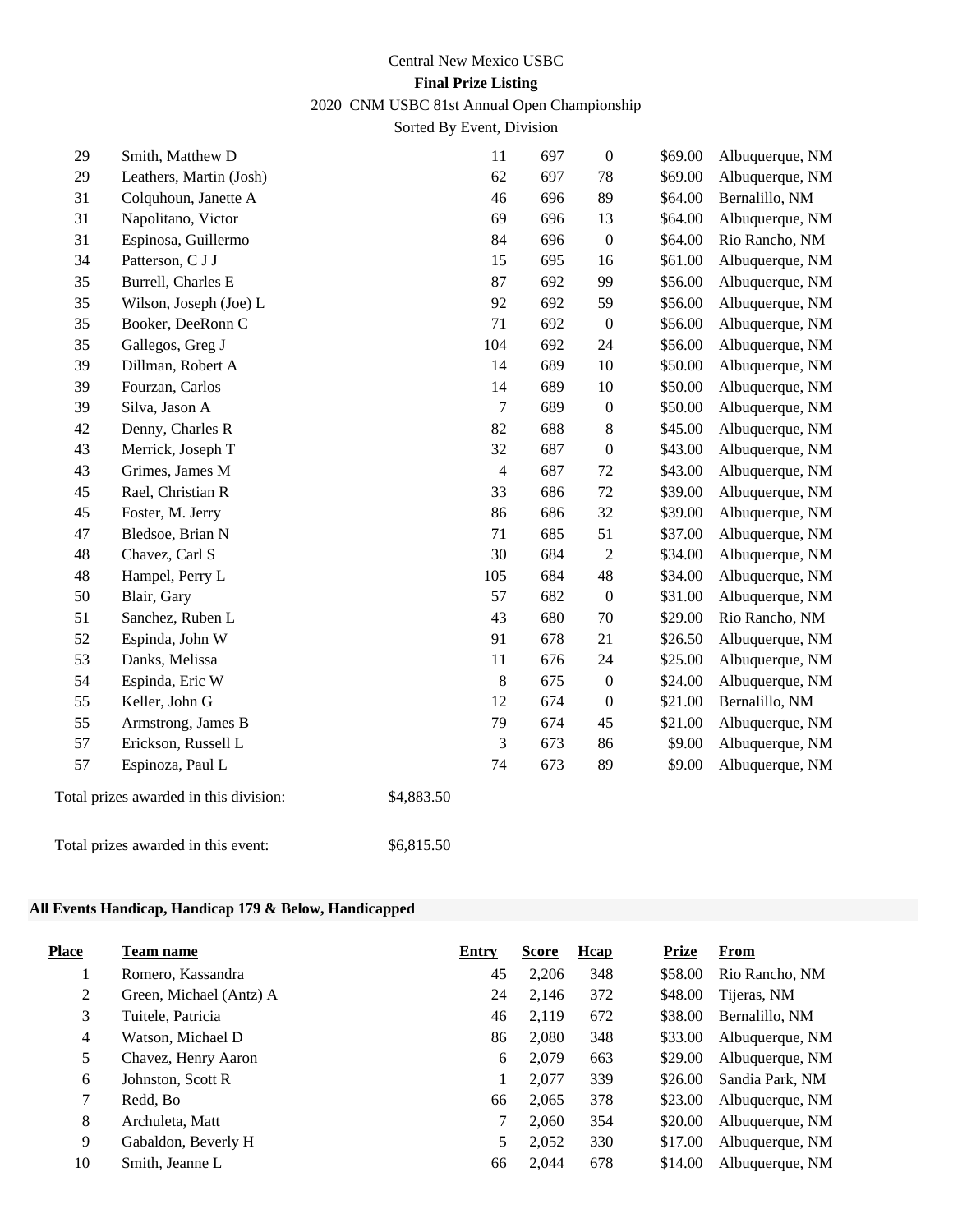Central New Mexico USBC

**Final Prize Listing**

2020 CNM USBC 81st Annual Open Championship

Sorted By Event, Division

| Place | Team name | Entry | Score | Hcap | Prize | From |
|---|---|---|---|---|---|---|
| 29 | Smith, Matthew D | 11 | 697 | 0 | $69.00 | Albuquerque, NM |
| 29 | Leathers, Martin (Josh) | 62 | 697 | 78 | $69.00 | Albuquerque, NM |
| 31 | Colquhoun, Janette A | 46 | 696 | 89 | $64.00 | Bernalillo, NM |
| 31 | Napolitano, Victor | 69 | 696 | 13 | $64.00 | Albuquerque, NM |
| 31 | Espinosa, Guillermo | 84 | 696 | 0 | $64.00 | Rio Rancho, NM |
| 34 | Patterson, C J J | 15 | 695 | 16 | $61.00 | Albuquerque, NM |
| 35 | Burrell, Charles E | 87 | 692 | 99 | $56.00 | Albuquerque, NM |
| 35 | Wilson, Joseph (Joe) L | 92 | 692 | 59 | $56.00 | Albuquerque, NM |
| 35 | Booker, DeeRonn C | 71 | 692 | 0 | $56.00 | Albuquerque, NM |
| 35 | Gallegos, Greg J | 104 | 692 | 24 | $56.00 | Albuquerque, NM |
| 39 | Dillman, Robert A | 14 | 689 | 10 | $50.00 | Albuquerque, NM |
| 39 | Fourzan, Carlos | 14 | 689 | 10 | $50.00 | Albuquerque, NM |
| 39 | Silva, Jason A | 7 | 689 | 0 | $50.00 | Albuquerque, NM |
| 42 | Denny, Charles R | 82 | 688 | 8 | $45.00 | Albuquerque, NM |
| 43 | Merrick, Joseph T | 32 | 687 | 0 | $43.00 | Albuquerque, NM |
| 43 | Grimes, James M | 4 | 687 | 72 | $43.00 | Albuquerque, NM |
| 45 | Rael, Christian R | 33 | 686 | 72 | $39.00 | Albuquerque, NM |
| 45 | Foster, M. Jerry | 86 | 686 | 32 | $39.00 | Albuquerque, NM |
| 47 | Bledsoe, Brian N | 71 | 685 | 51 | $37.00 | Albuquerque, NM |
| 48 | Chavez, Carl S | 30 | 684 | 2 | $34.00 | Albuquerque, NM |
| 48 | Hampel, Perry L | 105 | 684 | 48 | $34.00 | Albuquerque, NM |
| 50 | Blair, Gary | 57 | 682 | 0 | $31.00 | Albuquerque, NM |
| 51 | Sanchez, Ruben L | 43 | 680 | 70 | $29.00 | Rio Rancho, NM |
| 52 | Espinda, John W | 91 | 678 | 21 | $26.50 | Albuquerque, NM |
| 53 | Danks, Melissa | 11 | 676 | 24 | $25.00 | Albuquerque, NM |
| 54 | Espinda, Eric W | 8 | 675 | 0 | $24.00 | Albuquerque, NM |
| 55 | Keller, John G | 12 | 674 | 0 | $21.00 | Bernalillo, NM |
| 55 | Armstrong, James B | 79 | 674 | 45 | $21.00 | Albuquerque, NM |
| 57 | Erickson, Russell L | 3 | 673 | 86 | $9.00 | Albuquerque, NM |
| 57 | Espinoza, Paul L | 74 | 673 | 89 | $9.00 | Albuquerque, NM |

Total prizes awarded in this division: $4,883.50

Total prizes awarded in this event: $6,815.50

**All Events Handicap, Handicap 179 & Below, Handicapped**

| Place | Team name | Entry | Score | Hcap | Prize | From |
|---|---|---|---|---|---|---|
| 1 | Romero, Kassandra | 45 | 2,206 | 348 | $58.00 | Rio Rancho, NM |
| 2 | Green, Michael (Antz) A | 24 | 2,146 | 372 | $48.00 | Tijeras, NM |
| 3 | Tuitele, Patricia | 46 | 2,119 | 672 | $38.00 | Bernalillo, NM |
| 4 | Watson, Michael D | 86 | 2,080 | 348 | $33.00 | Albuquerque, NM |
| 5 | Chavez, Henry Aaron | 6 | 2,079 | 663 | $29.00 | Albuquerque, NM |
| 6 | Johnston, Scott R | 1 | 2,077 | 339 | $26.00 | Sandia Park, NM |
| 7 | Redd, Bo | 66 | 2,065 | 378 | $23.00 | Albuquerque, NM |
| 8 | Archuleta, Matt | 7 | 2,060 | 354 | $20.00 | Albuquerque, NM |
| 9 | Gabaldon, Beverly H | 5 | 2,052 | 330 | $17.00 | Albuquerque, NM |
| 10 | Smith, Jeanne L | 66 | 2,044 | 678 | $14.00 | Albuquerque, NM |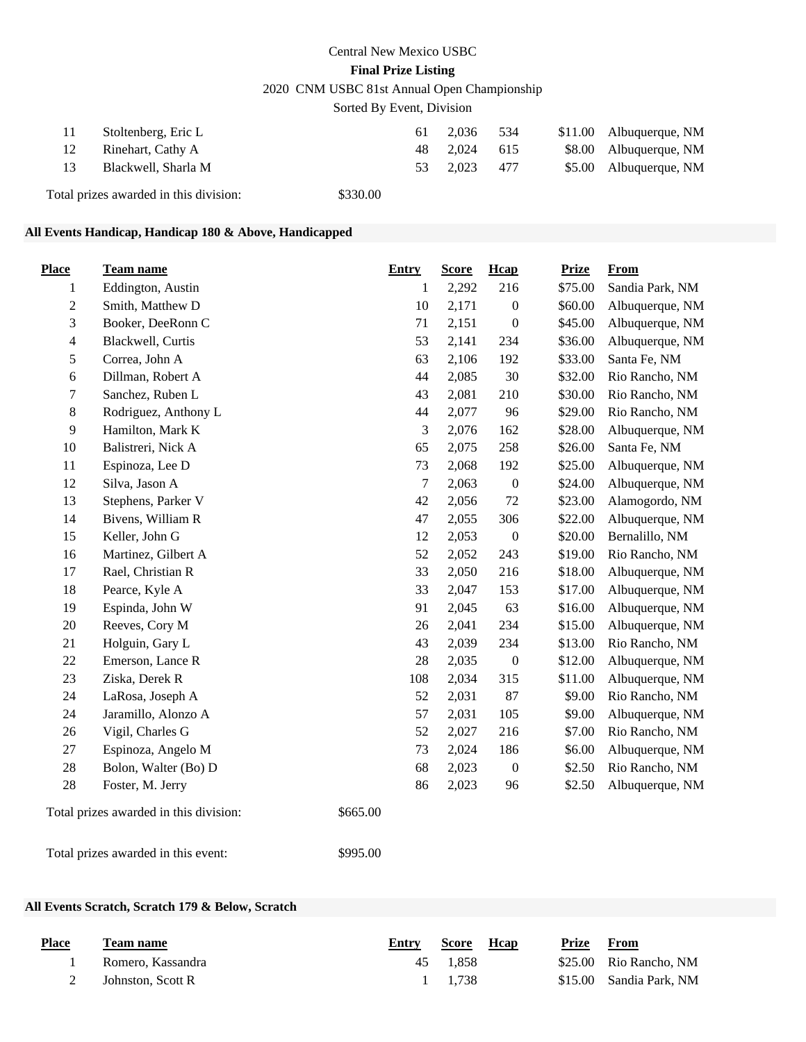| | | | | | | |
|---|---|---|---|---|---|---|
| 11 | Stoltenberg, Eric L | 61 | 2,036 | 534 | $11.00 | Albuquerque, NM |
| 12 | Rinehart, Cathy A | 48 | 2,024 | 615 | $8.00 | Albuquerque, NM |
| 13 | Blackwell, Sharla M | 53 | 2,023 | 477 | $5.00 | Albuquerque, NM |

Total prizes awarded in this division: $330.00

**All Events Handicap, Handicap 180 & Above, Handicapped**

| Place | Team name | Entry | Score | Hcap | Prize | From |
|---|---|---|---|---|---|---|
| 1 | Eddington, Austin | 1 | 2,292 | 216 | $75.00 | Sandia Park, NM |
| 2 | Smith, Matthew D | 10 | 2,171 | 0 | $60.00 | Albuquerque, NM |
| 3 | Booker, DeeRonn C | 71 | 2,151 | 0 | $45.00 | Albuquerque, NM |
| 4 | Blackwell, Curtis | 53 | 2,141 | 234 | $36.00 | Albuquerque, NM |
| 5 | Correa, John A | 63 | 2,106 | 192 | $33.00 | Santa Fe, NM |
| 6 | Dillman, Robert A | 44 | 2,085 | 30 | $32.00 | Rio Rancho, NM |
| 7 | Sanchez, Ruben L | 43 | 2,081 | 210 | $30.00 | Rio Rancho, NM |
| 8 | Rodriguez, Anthony L | 44 | 2,077 | 96 | $29.00 | Rio Rancho, NM |
| 9 | Hamilton, Mark K | 3 | 2,076 | 162 | $28.00 | Albuquerque, NM |
| 10 | Balistreri, Nick A | 65 | 2,075 | 258 | $26.00 | Santa Fe, NM |
| 11 | Espinoza, Lee D | 73 | 2,068 | 192 | $25.00 | Albuquerque, NM |
| 12 | Silva, Jason A | 7 | 2,063 | 0 | $24.00 | Albuquerque, NM |
| 13 | Stephens, Parker V | 42 | 2,056 | 72 | $23.00 | Alamogordo, NM |
| 14 | Bivens, William R | 47 | 2,055 | 306 | $22.00 | Albuquerque, NM |
| 15 | Keller, John G | 12 | 2,053 | 0 | $20.00 | Bernalillo, NM |
| 16 | Martinez, Gilbert A | 52 | 2,052 | 243 | $19.00 | Rio Rancho, NM |
| 17 | Rael, Christian R | 33 | 2,050 | 216 | $18.00 | Albuquerque, NM |
| 18 | Pearce, Kyle A | 33 | 2,047 | 153 | $17.00 | Albuquerque, NM |
| 19 | Espinda, John W | 91 | 2,045 | 63 | $16.00 | Albuquerque, NM |
| 20 | Reeves, Cory M | 26 | 2,041 | 234 | $15.00 | Albuquerque, NM |
| 21 | Holguin, Gary L | 43 | 2,039 | 234 | $13.00 | Rio Rancho, NM |
| 22 | Emerson, Lance R | 28 | 2,035 | 0 | $12.00 | Albuquerque, NM |
| 23 | Ziska, Derek R | 108 | 2,034 | 315 | $11.00 | Albuquerque, NM |
| 24 | LaRosa, Joseph A | 52 | 2,031 | 87 | $9.00 | Rio Rancho, NM |
| 24 | Jaramillo, Alonzo A | 57 | 2,031 | 105 | $9.00 | Albuquerque, NM |
| 26 | Vigil, Charles G | 52 | 2,027 | 216 | $7.00 | Rio Rancho, NM |
| 27 | Espinoza, Angelo M | 73 | 2,024 | 186 | $6.00 | Albuquerque, NM |
| 28 | Bolon, Walter (Bo) D | 68 | 2,023 | 0 | $2.50 | Rio Rancho, NM |
| 28 | Foster, M. Jerry | 86 | 2,023 | 96 | $2.50 | Albuquerque, NM |

Total prizes awarded in this division: $665.00

Total prizes awarded in this event: $995.00

**All Events Scratch, Scratch 179 & Below, Scratch**

| Place | Team name | Entry | Score | Hcap | Prize | From |
|---|---|---|---|---|---|---|
| 1 | Romero, Kassandra | 45 | 1,858 | | $25.00 | Rio Rancho, NM |
| 2 | Johnston, Scott R | 1 | 1,738 | | $15.00 | Sandia Park, NM |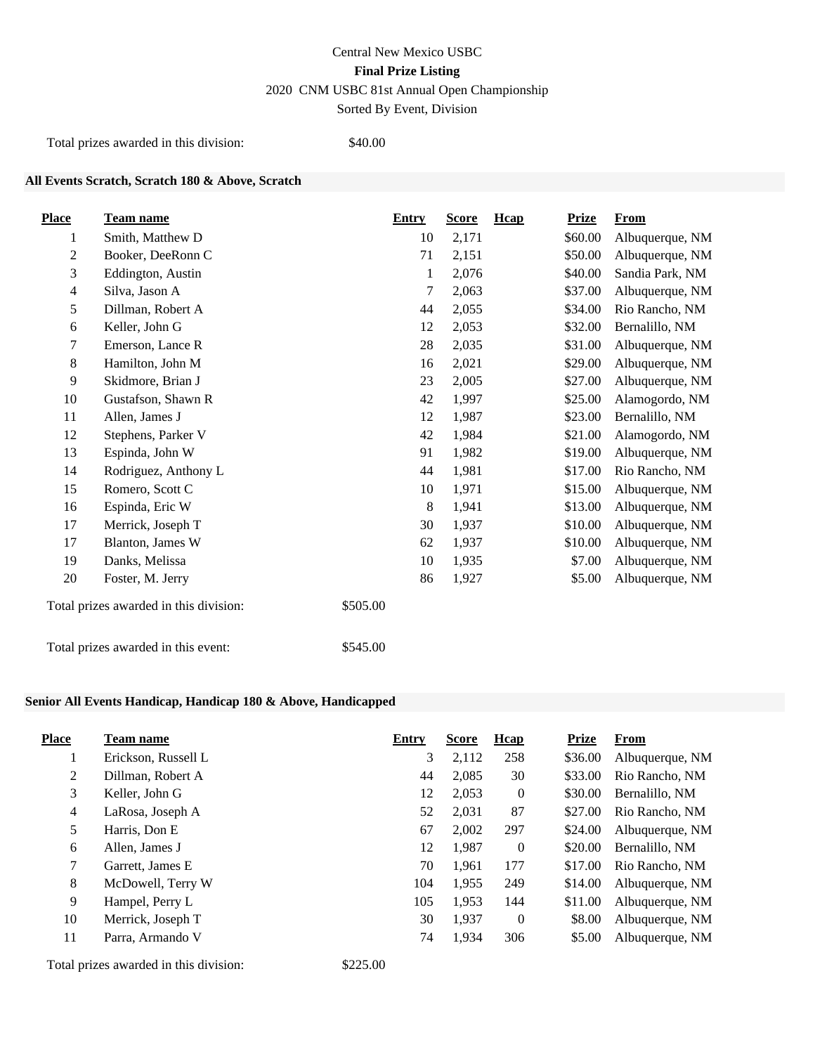Central New Mexico USBC

**Final Prize Listing**

2020 CNM USBC 81st Annual Open Championship

Sorted By Event, Division

Total prizes awarded in this division: $40.00

**All Events Scratch, Scratch 180 & Above, Scratch**

| Place | Team name | Entry | Score | Hcap | Prize | From |
|---|---|---|---|---|---|---|
| 1 | Smith, Matthew D | 10 | 2,171 | | $60.00 | Albuquerque, NM |
| 2 | Booker, DeeRonn C | 71 | 2,151 | | $50.00 | Albuquerque, NM |
| 3 | Eddington, Austin | 1 | 2,076 | | $40.00 | Sandia Park, NM |
| 4 | Silva, Jason A | 7 | 2,063 | | $37.00 | Albuquerque, NM |
| 5 | Dillman, Robert A | 44 | 2,055 | | $34.00 | Rio Rancho, NM |
| 6 | Keller, John G | 12 | 2,053 | | $32.00 | Bernalillo, NM |
| 7 | Emerson, Lance R | 28 | 2,035 | | $31.00 | Albuquerque, NM |
| 8 | Hamilton, John M | 16 | 2,021 | | $29.00 | Albuquerque, NM |
| 9 | Skidmore, Brian J | 23 | 2,005 | | $27.00 | Albuquerque, NM |
| 10 | Gustafson, Shawn R | 42 | 1,997 | | $25.00 | Alamogordo, NM |
| 11 | Allen, James J | 12 | 1,987 | | $23.00 | Bernalillo, NM |
| 12 | Stephens, Parker V | 42 | 1,984 | | $21.00 | Alamogordo, NM |
| 13 | Espinda, John W | 91 | 1,982 | | $19.00 | Albuquerque, NM |
| 14 | Rodriguez, Anthony L | 44 | 1,981 | | $17.00 | Rio Rancho, NM |
| 15 | Romero, Scott C | 10 | 1,971 | | $15.00 | Albuquerque, NM |
| 16 | Espinda, Eric W | 8 | 1,941 | | $13.00 | Albuquerque, NM |
| 17 | Merrick, Joseph T | 30 | 1,937 | | $10.00 | Albuquerque, NM |
| 17 | Blanton, James W | 62 | 1,937 | | $10.00 | Albuquerque, NM |
| 19 | Danks, Melissa | 10 | 1,935 | | $7.00 | Albuquerque, NM |
| 20 | Foster, M. Jerry | 86 | 1,927 | | $5.00 | Albuquerque, NM |

Total prizes awarded in this division: $505.00

Total prizes awarded in this event: $545.00

**Senior All Events Handicap, Handicap 180 & Above, Handicapped**

| Place | Team name | Entry | Score | Hcap | Prize | From |
|---|---|---|---|---|---|---|
| 1 | Erickson, Russell L | 3 | 2,112 | 258 | $36.00 | Albuquerque, NM |
| 2 | Dillman, Robert A | 44 | 2,085 | 30 | $33.00 | Rio Rancho, NM |
| 3 | Keller, John G | 12 | 2,053 | 0 | $30.00 | Bernalillo, NM |
| 4 | LaRosa, Joseph A | 52 | 2,031 | 87 | $27.00 | Rio Rancho, NM |
| 5 | Harris, Don E | 67 | 2,002 | 297 | $24.00 | Albuquerque, NM |
| 6 | Allen, James J | 12 | 1,987 | 0 | $20.00 | Bernalillo, NM |
| 7 | Garrett, James E | 70 | 1,961 | 177 | $17.00 | Rio Rancho, NM |
| 8 | McDowell, Terry W | 104 | 1,955 | 249 | $14.00 | Albuquerque, NM |
| 9 | Hampel, Perry L | 105 | 1,953 | 144 | $11.00 | Albuquerque, NM |
| 10 | Merrick, Joseph T | 30 | 1,937 | 0 | $8.00 | Albuquerque, NM |
| 11 | Parra, Armando V | 74 | 1,934 | 306 | $5.00 | Albuquerque, NM |

Total prizes awarded in this division: $225.00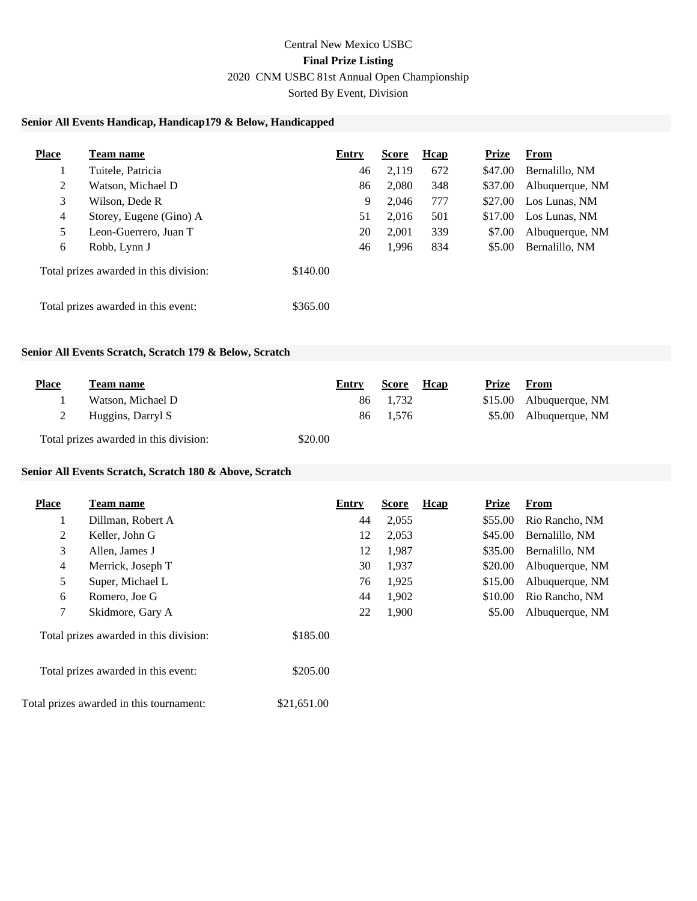Central New Mexico USBC

**Final Prize Listing**

2020 CNM USBC 81st Annual Open Championship

Sorted By Event, Division

### Senior All Events Handicap, Handicap179 & Below, Handicapped

| Place | Team name | Entry | Score | Hcap | Prize | From |
|---|---|---|---|---|---|---|
| 1 | Tuitele, Patricia | 46 | 2,119 | 672 | $47.00 | Bernalillo, NM |
| 2 | Watson, Michael D | 86 | 2,080 | 348 | $37.00 | Albuquerque, NM |
| 3 | Wilson, Dede R | 9 | 2,046 | 777 | $27.00 | Los Lunas, NM |
| 4 | Storey, Eugene (Gino) A | 51 | 2,016 | 501 | $17.00 | Los Lunas, NM |
| 5 | Leon-Guerrero, Juan T | 20 | 2,001 | 339 | $7.00 | Albuquerque, NM |
| 6 | Robb, Lynn J | 46 | 1,996 | 834 | $5.00 | Bernalillo, NM |

Total prizes awarded in this division: $140.00

Total prizes awarded in this event: $365.00

### Senior All Events Scratch, Scratch 179 & Below, Scratch

| Place | Team name | Entry | Score | Hcap | Prize | From |
|---|---|---|---|---|---|---|
| 1 | Watson, Michael D | 86 | 1,732 | | $15.00 | Albuquerque, NM |
| 2 | Huggins, Darryl S | 86 | 1,576 | | $5.00 | Albuquerque, NM |

Total prizes awarded in this division: $20.00

### Senior All Events Scratch, Scratch 180 & Above, Scratch

| Place | Team name | Entry | Score | Hcap | Prize | From |
|---|---|---|---|---|---|---|
| 1 | Dillman, Robert A | 44 | 2,055 | | $55.00 | Rio Rancho, NM |
| 2 | Keller, John G | 12 | 2,053 | | $45.00 | Bernalillo, NM |
| 3 | Allen, James J | 12 | 1,987 | | $35.00 | Bernalillo, NM |
| 4 | Merrick, Joseph T | 30 | 1,937 | | $20.00 | Albuquerque, NM |
| 5 | Super, Michael L | 76 | 1,925 | | $15.00 | Albuquerque, NM |
| 6 | Romero, Joe G | 44 | 1,902 | | $10.00 | Rio Rancho, NM |
| 7 | Skidmore, Gary A | 22 | 1,900 | | $5.00 | Albuquerque, NM |

Total prizes awarded in this division: $185.00

Total prizes awarded in this event: $205.00

Total prizes awarded in this tournament: $21,651.00